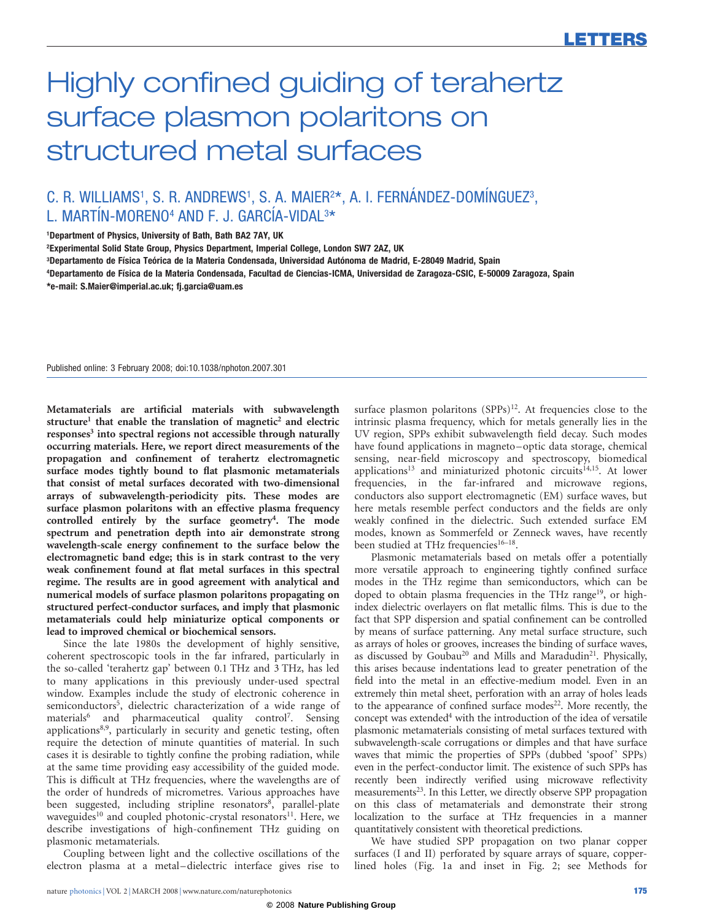# Highly confined guiding of terahertz surface plasmon polaritons on structured metal surfaces

C. R. WILLIAMS[1], S. R. ANDREWS[1], S. A. MAIER[2]*, A. I. FERNÁNDEZ-DOMÍNGUEZ[3], L. MARTÍN-MORENO[4] AND F. J. GARCÍA-VIDAL[3]*

[1]Department of Physics, University of Bath, Bath BA2 7AY, UK
[2]Experimental Solid State Group, Physics Department, Imperial College, London SW7 2AZ, UK
[3]Departamento de Física Teórica de la Materia Condensada, Universidad Autónoma de Madrid, E-28049 Madrid, Spain
[4]Departamento de Física de la Materia Condensada, Facultad de Ciencias-ICMA, Universidad de Zaragoza-CSIC, E-50009 Zaragoza, Spain
*e-mail: S.Maier@imperial.ac.uk; fj.garcia@uam.es

Published online: 3 February 2008; doi:10.1038/nphoton.2007.301

**Metamaterials are artificial materials with subwavelength structure[1] that enable the translation of magnetic[2] and electric responses[3] into spectral regions not accessible through naturally occurring materials. Here, we report direct measurements of the propagation and confinement of terahertz electromagnetic surface modes tightly bound to flat plasmonic metamaterials that consist of metal surfaces decorated with two-dimensional arrays of subwavelength-periodicity pits. These modes are surface plasmon polaritons with an effective plasma frequency controlled entirely by the surface geometry[4]. The mode spectrum and penetration depth into air demonstrate strong wavelength-scale energy confinement to the surface below the electromagnetic band edge; this is in stark contrast to the very weak confinement found at flat metal surfaces in this spectral regime. The results are in good agreement with analytical and numerical models of surface plasmon polaritons propagating on structured perfect-conductor surfaces, and imply that plasmonic metamaterials could help miniaturize optical components or lead to improved chemical or biochemical sensors.**

Since the late 1980s the development of highly sensitive, coherent spectroscopic tools in the far infrared, particularly in the so-called 'terahertz gap' between 0.1 THz and 3 THz, has led to many applications in this previously under-used spectral window. Examples include the study of electronic coherence in semiconductors[5], dielectric characterization of a wide range of materials[6] and pharmaceutical quality control[7]. Sensing applications[8,9], particularly in security and genetic testing, often require the detection of minute quantities of material. In such cases it is desirable to tightly confine the probing radiation, while at the same time providing easy accessibility of the guided mode. This is difficult at THz frequencies, where the wavelengths are of the order of hundreds of micrometres. Various approaches have been suggested, including stripline resonators[8], parallel-plate waveguides[10] and coupled photonic-crystal resonators[11]. Here, we describe investigations of high-confinement THz guiding on plasmonic metamaterials.

Coupling between light and the collective oscillations of the electron plasma at a metal–dielectric interface gives rise to surface plasmon polaritons (SPPs)[12]. At frequencies close to the intrinsic plasma frequency, which for metals generally lies in the UV region, SPPs exhibit subwavelength field decay. Such modes have found applications in magneto–optic data storage, chemical sensing, near-field microscopy and spectroscopy, biomedical applications[13] and miniaturized photonic circuits[14,15]. At lower frequencies, in the far-infrared and microwave regions, conductors also support electromagnetic (EM) surface waves, but here metals resemble perfect conductors and the fields are only weakly confined in the dielectric. Such extended surface EM modes, known as Sommerfeld or Zenneck waves, have recently been studied at THz frequencies[16–18].

Plasmonic metamaterials based on metals offer a potentially more versatile approach to engineering tightly confined surface modes in the THz regime than semiconductors, which can be doped to obtain plasma frequencies in the THz range[19], or high-index dielectric overlayers on flat metallic films. This is due to the fact that SPP dispersion and spatial confinement can be controlled by means of surface patterning. Any metal surface structure, such as arrays of holes or grooves, increases the binding of surface waves, as discussed by Goubau[20] and Mills and Maradudin[21]. Physically, this arises because indentations lead to greater penetration of the field into the metal in an effective-medium model. Even in an extremely thin metal sheet, perforation with an array of holes leads to the appearance of confined surface modes[22]. More recently, the concept was extended[4] with the introduction of the idea of versatile plasmonic metamaterials consisting of metal surfaces textured with subwavelength-scale corrugations or dimples and that have surface waves that mimic the properties of SPPs (dubbed 'spoof' SPPs) even in the perfect-conductor limit. The existence of such SPPs has recently been indirectly verified using microwave reflectivity measurements[23]. In this Letter, we directly observe SPP propagation on this class of metamaterials and demonstrate their strong localization to the surface at THz frequencies in a manner quantitatively consistent with theoretical predictions.

We have studied SPP propagation on two planar copper surfaces (I and II) perforated by square arrays of square, copper-lined holes (Fig. 1a and inset in Fig. 2; see Methods for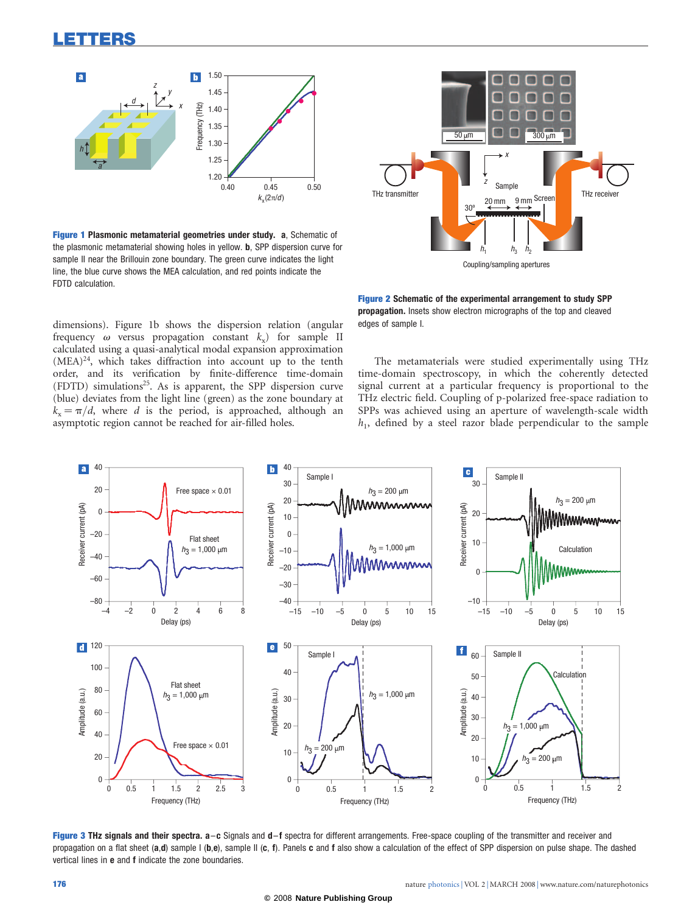**Figure 1 Plasmonic metamaterial geometries under study. a**, Schematic of the plasmonic metamaterial showing holes in yellow. **b**, SPP dispersion curve for sample II near the Brillouin zone boundary. The green curve indicates the light line, the blue curve shows the MEA calculation, and red points indicate the FDTD calculation.

**Figure 2 Schematic of the experimental arrangement to study SPP propagation.** Insets show electron micrographs of the top and cleaved edges of sample I.

dimensions). Figure 1b shows the dispersion relation (angular frequency $\omega$ versus propagation constant $k_x$) for sample II calculated using a quasi-analytical modal expansion approximation (MEA)[24], which takes diffraction into account up to the tenth order, and its verification by finite-difference time-domain (FDTD) simulations[25]. As is apparent, the SPP dispersion curve (blue) deviates from the light line (green) as the zone boundary at $k_x = \pi/d$, where $d$ is the period, is approached, although an asymptotic region cannot be reached for air-filled holes.

The metamaterials were studied experimentally using THz time-domain spectroscopy, in which the coherently detected signal current at a particular frequency is proportional to the THz electric field. Coupling of p-polarized free-space radiation to SPPs was achieved using an aperture of wavelength-scale width $h_1$, defined by a steel razor blade perpendicular to the sample

**Figure 3 THz signals and their spectra. a–c** Signals and **d–f** spectra for different arrangements. Free-space coupling of the transmitter and receiver and propagation on a flat sheet (**a**,**d**) sample I (**b**,**e**), sample II (**c**, **f**). Panels **c** and **f** also show a calculation of the effect of SPP dispersion on pulse shape. The dashed vertical lines in **e** and **f** indicate the zone boundaries.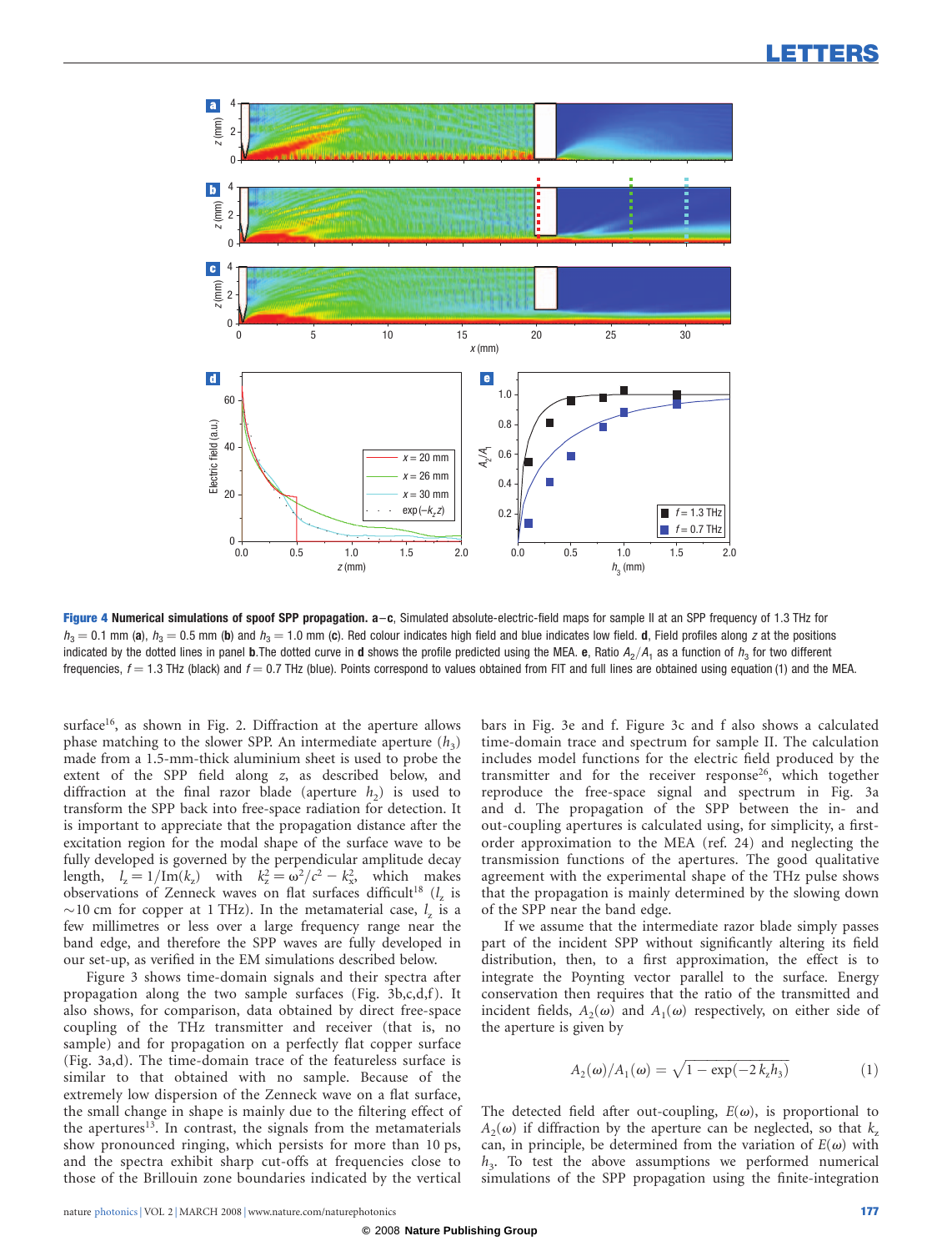**Figure 4 Numerical simulations of spoof SPP propagation. a–c**, Simulated absolute-electric-field maps for sample II at an SPP frequency of 1.3 THz for $h_3 = 0.1$ mm (**a**), $h_3 = 0.5$ mm (**b**) and $h_3 = 1.0$ mm (**c**). Red colour indicates high field and blue indicates low field. **d**, Field profiles along $z$ at the positions indicated by the dotted lines in panel **b**.The dotted curve in **d** shows the profile predicted using the MEA. **e**, Ratio $A_2/A_1$ as a function of $h_3$ for two different frequencies, $f = 1.3$ THz (black) and $f = 0.7$ THz (blue). Points correspond to values obtained from FIT and full lines are obtained using equation (1) and the MEA.

surface[16], as shown in Fig. 2. Diffraction at the aperture allows phase matching to the slower SPP. An intermediate aperture ($h_3$) made from a 1.5-mm-thick aluminium sheet is used to probe the extent of the SPP field along $z$, as described below, and diffraction at the final razor blade (aperture $h_2$) is used to transform the SPP back into free-space radiation for detection. It is important to appreciate that the propagation distance after the excitation region for the modal shape of the surface wave to be fully developed is governed by the perpendicular amplitude decay length, $l_z = 1/\mathrm{Im}(k_z)$ with $k_z^2 = \omega^2/c^2 - k_x^2$, which makes observations of Zenneck waves on flat surfaces difficult[18] ($l_z$ is ~10 cm for copper at 1 THz). In the metamaterial case, $l_z$ is a few millimetres or less over a large frequency range near the band edge, and therefore the SPP waves are fully developed in our set-up, as verified in the EM simulations described below.

Figure 3 shows time-domain signals and their spectra after propagation along the two sample surfaces (Fig. 3b,c,d,f). It also shows, for comparison, data obtained by direct free-space coupling of the THz transmitter and receiver (that is, no sample) and for propagation on a perfectly flat copper surface (Fig. 3a,d). The time-domain trace of the featureless surface is similar to that obtained with no sample. Because of the extremely low dispersion of the Zenneck wave on a flat surface, the small change in shape is mainly due to the filtering effect of the apertures[13]. In contrast, the signals from the metamaterials show pronounced ringing, which persists for more than 10 ps, and the spectra exhibit sharp cut-offs at frequencies close to those of the Brillouin zone boundaries indicated by the vertical bars in Fig. 3e and f. Figure 3c and f also shows a calculated time-domain trace and spectrum for sample II. The calculation includes model functions for the electric field produced by the transmitter and for the receiver response[26], which together reproduce the free-space signal and spectrum in Fig. 3a and d. The propagation of the SPP between the in- and out-coupling apertures is calculated using, for simplicity, a first-order approximation to the MEA (ref. 24) and neglecting the transmission functions of the apertures. The good qualitative agreement with the experimental shape of the THz pulse shows that the propagation is mainly determined by the slowing down of the SPP near the band edge.

If we assume that the intermediate razor blade simply passes part of the incident SPP without significantly altering its field distribution, then, to a first approximation, the effect is to integrate the Poynting vector parallel to the surface. Energy conservation then requires that the ratio of the transmitted and incident fields, $A_2(\omega)$ and $A_1(\omega)$ respectively, on either side of the aperture is given by

$$A_2(\omega)/A_1(\omega) = \sqrt{1 - \exp(-2\,k_z h_3)} \qquad (1)$$

The detected field after out-coupling, $E(\omega)$, is proportional to $A_2(\omega)$ if diffraction by the aperture can be neglected, so that $k_z$ can, in principle, be determined from the variation of $E(\omega)$ with $h_3$. To test the above assumptions we performed numerical simulations of the SPP propagation using the finite-integration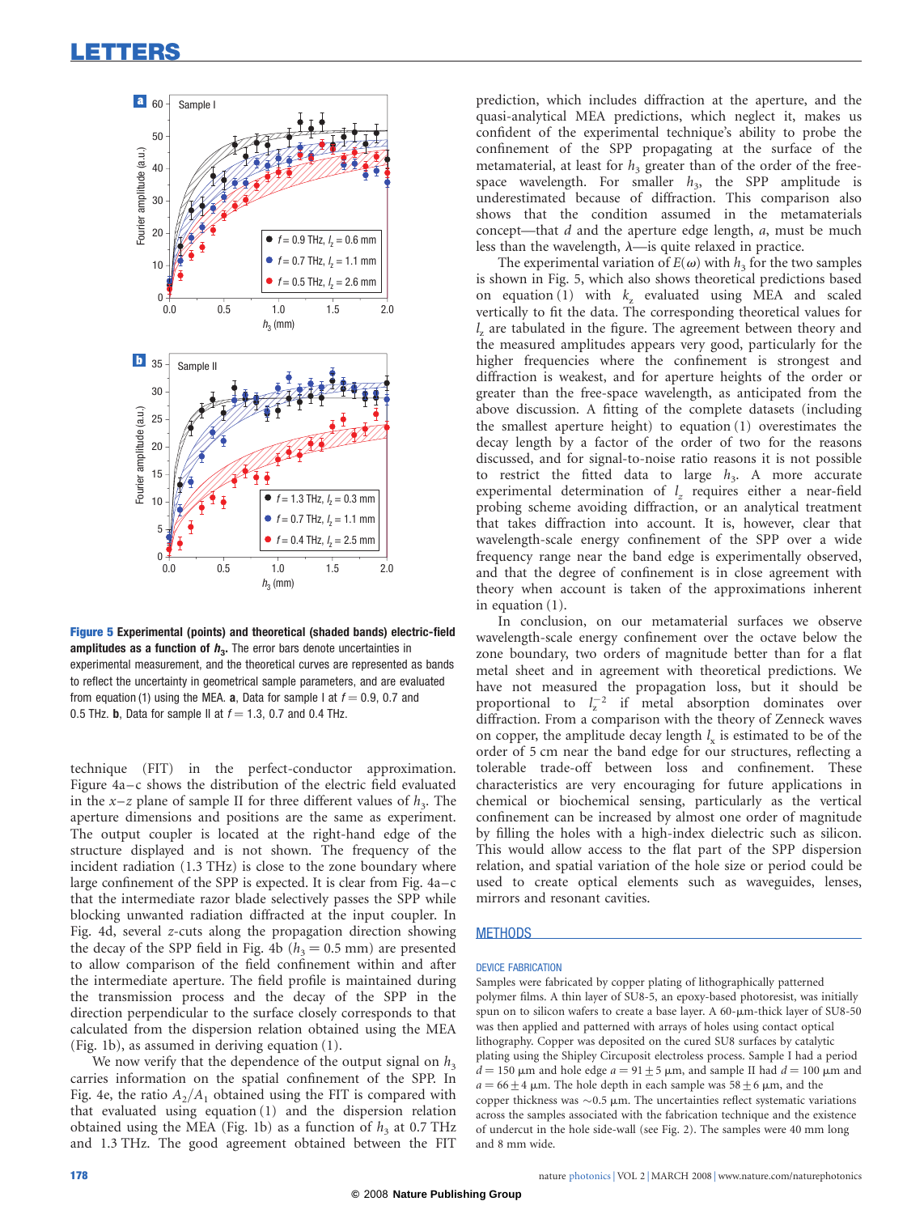**Figure 5 Experimental (points) and theoretical (shaded bands) electric-field amplitudes as a function of $h_3$.** The error bars denote uncertainties in experimental measurement, and the theoretical curves are represented as bands to reflect the uncertainty in geometrical sample parameters, and are evaluated from equation (1) using the MEA. **a**, Data for sample I at $f = 0.9$, 0.7 and 0.5 THz. **b**, Data for sample II at $f = 1.3$, 0.7 and 0.4 THz.

technique (FIT) in the perfect-conductor approximation. Figure 4a–c shows the distribution of the electric field evaluated in the $x$–$z$ plane of sample II for three different values of $h_3$. The aperture dimensions and positions are the same as experiment. The output coupler is located at the right-hand edge of the structure displayed and is not shown. The frequency of the incident radiation (1.3 THz) is close to the zone boundary where large confinement of the SPP is expected. It is clear from Fig. 4a–c that the intermediate razor blade selectively passes the SPP while blocking unwanted radiation diffracted at the input coupler. In Fig. 4d, several $z$-cuts along the propagation direction showing the decay of the SPP field in Fig. 4b ($h_3 = 0.5$ mm) are presented to allow comparison of the field confinement within and after the intermediate aperture. The field profile is maintained during the transmission process and the decay of the SPP in the direction perpendicular to the surface closely corresponds to that calculated from the dispersion relation obtained using the MEA (Fig. 1b), as assumed in deriving equation (1).

We now verify that the dependence of the output signal on $h_3$ carries information on the spatial confinement of the SPP. In Fig. 4e, the ratio $A_2/A_1$ obtained using the FIT is compared with that evaluated using equation (1) and the dispersion relation obtained using the MEA (Fig. 1b) as a function of $h_3$ at 0.7 THz and 1.3 THz. The good agreement obtained between the FIT prediction, which includes diffraction at the aperture, and the quasi-analytical MEA predictions, which neglect it, makes us confident of the experimental technique's ability to probe the confinement of the SPP propagating at the surface of the metamaterial, at least for $h_3$ greater than of the order of the free-space wavelength. For smaller $h_3$, the SPP amplitude is underestimated because of diffraction. This comparison also shows that the condition assumed in the metamaterials concept—that $d$ and the aperture edge length, $a$, must be much less than the wavelength, $\lambda$—is quite relaxed in practice.

The experimental variation of $E(\omega)$ with $h_3$ for the two samples is shown in Fig. 5, which also shows theoretical predictions based on equation (1) with $k_z$ evaluated using MEA and scaled vertically to fit the data. The corresponding theoretical values for $l_z$ are tabulated in the figure. The agreement between theory and the measured amplitudes appears very good, particularly for the higher frequencies where the confinement is strongest and diffraction is weakest, and for aperture heights of the order or greater than the free-space wavelength, as anticipated from the above discussion. A fitting of the complete datasets (including the smallest aperture height) to equation (1) overestimates the decay length by a factor of the order of two for the reasons discussed, and for signal-to-noise ratio reasons it is not possible to restrict the fitted data to large $h_3$. A more accurate experimental determination of $l_z$ requires either a near-field probing scheme avoiding diffraction, or an analytical treatment that takes diffraction into account. It is, however, clear that wavelength-scale energy confinement of the SPP over a wide frequency range near the band edge is experimentally observed, and that the degree of confinement is in close agreement with theory when account is taken of the approximations inherent in equation (1).

In conclusion, on our metamaterial surfaces we observe wavelength-scale energy confinement over the octave below the zone boundary, two orders of magnitude better than for a flat metal sheet and in agreement with theoretical predictions. We have not measured the propagation loss, but it should be proportional to $l_z^{-2}$ if metal absorption dominates over diffraction. From a comparison with the theory of Zenneck waves on copper, the amplitude decay length $l_x$ is estimated to be of the order of 5 cm near the band edge for our structures, reflecting a tolerable trade-off between loss and confinement. These characteristics are very encouraging for future applications in chemical or biochemical sensing, particularly as the vertical confinement can be increased by almost one order of magnitude by filling the holes with a high-index dielectric such as silicon. This would allow access to the flat part of the SPP dispersion relation, and spatial variation of the hole size or period could be used to create optical elements such as waveguides, lenses, mirrors and resonant cavities.

## METHODS

### DEVICE FABRICATION

Samples were fabricated by copper plating of lithographically patterned polymer films. A thin layer of SU8-5, an epoxy-based photoresist, was initially spun on to silicon wafers to create a base layer. A 60-μm-thick layer of SU8-50 was then applied and patterned with arrays of holes using contact optical lithography. Copper was deposited on the cured SU8 surfaces by catalytic plating using the Shipley Circuposit electroless process. Sample I had a period $d = 150$ μm and hole edge $a = 91 \pm 5$ μm, and sample II had $d = 100$ μm and $a = 66 \pm 4$ μm. The hole depth in each sample was $58 \pm 6$ μm, and the copper thickness was ~0.5 μm. The uncertainties reflect systematic variations across the samples associated with the fabrication technique and the existence of undercut in the hole side-wall (see Fig. 2). The samples were 40 mm long and 8 mm wide.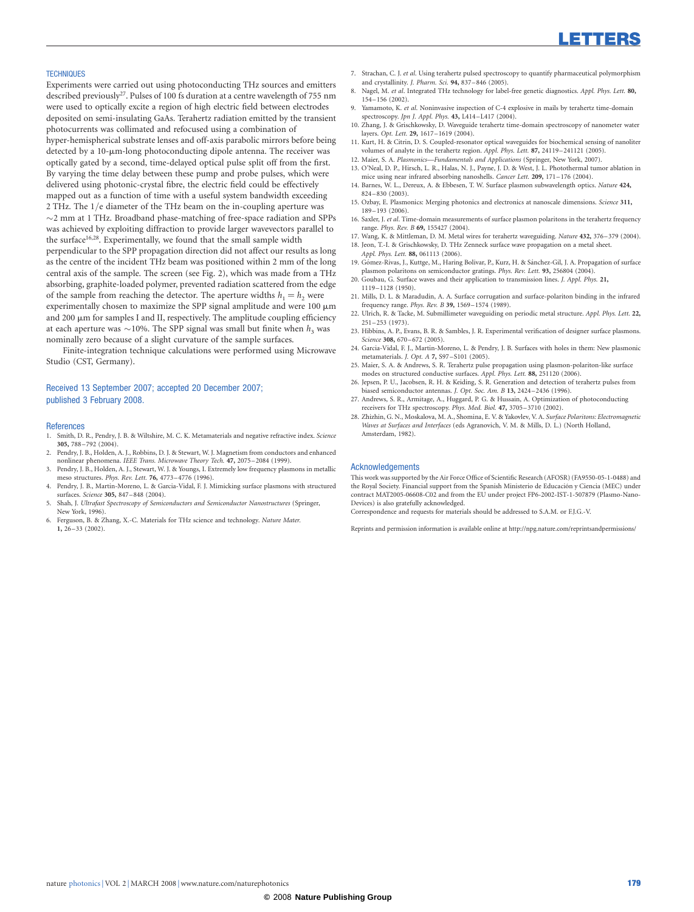## TECHNIQUES

Experiments were carried out using photoconducting THz sources and emitters described previously[27]. Pulses of 100 fs duration at a centre wavelength of 755 nm were used to optically excite a region of high electric field between electrodes deposited on semi-insulating GaAs. Terahertz radiation emitted by the transient photocurrents was collimated and refocused using a combination of hyper-hemispherical substrate lenses and off-axis parabolic mirrors before being detected by a 10-μm-long photoconducting dipole antenna. The receiver was optically gated by a second, time-delayed optical pulse split off from the first. By varying the time delay between these pump and probe pulses, which were delivered using photonic-crystal fibre, the electric field could be effectively mapped out as a function of time with a useful system bandwidth exceeding 2 THz. The 1/e diameter of the THz beam on the in-coupling aperture was ~2 mm at 1 THz. Broadband phase-matching of free-space radiation and SPPs was achieved by exploiting diffraction to provide larger wavevectors parallel to the surface[16,28]. Experimentally, we found that the small sample width perpendicular to the SPP propagation direction did not affect our results as long as the centre of the incident THz beam was positioned within 2 mm of the long central axis of the sample. The screen (see Fig. 2), which was made from a THz absorbing, graphite-loaded polymer, prevented radiation scattered from the edge of the sample from reaching the detector. The aperture widths $h_1 = h_2$ were experimentally chosen to maximize the SPP signal amplitude and were 100 μm and 200 μm for samples I and II, respectively. The amplitude coupling efficiency at each aperture was ~10%. The SPP signal was small but finite when $h_3$ was nominally zero because of a slight curvature of the sample surfaces.

Finite-integration technique calculations were performed using Microwave Studio (CST, Germany).

Received 13 September 2007; accepted 20 December 2007; published 3 February 2008.

## References

1. Smith, D. R., Pendry, J. B. & Wiltshire, M. C. K. Metamaterials and negative refractive index. *Science* **305,** 788–792 (2004).
2. Pendry, J. B., Holden, A. J., Robbins, D. J. & Stewart, W. J. Magnetism from conductors and enhanced nonlinear phenomena. *IEEE Trans. Microwave Theory Tech.* **47,** 2075–2084 (1999).
3. Pendry, J. B., Holden, A. J., Stewart, W. J. & Youngs, I. Extremely low frequency plasmons in metallic meso structures. *Phys. Rev. Lett.* **76,** 4773–4776 (1996).
4. Pendry, J. B., Martin-Moreno, L. & Garcia-Vidal, F. J. Mimicking surface plasmons with structured surfaces. *Science* **305,** 847–848 (2004).
5. Shah, J. *Ultrafast Spectroscopy of Semiconductors and Semiconductor Nanostructures* (Springer, New York, 1996).
6. Ferguson, B. & Zhang, X.-C. Materials for THz science and technology. *Nature Mater.* **1,** 26–33 (2002).
7. Strachan, C. J. *et al.* Using terahertz pulsed spectroscopy to quantify pharmaceutical polymorphism and crystallinity. *J. Pharm. Sci.* **94,** 837–846 (2005).
8. Nagel, M. *et al.* Integrated THz technology for label-free genetic diagnostics. *Appl. Phys. Lett.* **80,** 154–156 (2002).
9. Yamamoto, K. *et al.* Noninvasive inspection of C-4 explosive in mails by terahertz time-domain spectroscopy. *Jpn J. Appl. Phys.* **43,** L414–L417 (2004).
10. Zhang, J. & Grischkowsky, D. Waveguide terahertz time-domain spectroscopy of nanometer water layers. *Opt. Lett.* **29,** 1617–1619 (2004).
11. Kurt, H. & Citrin, D. S. Coupled-resonator optical waveguides for biochemical sensing of nanoliter volumes of analyte in the terahertz region. *Appl. Phys. Lett.* **87,** 24119–241121 (2005).
12. Maier, S. A. *Plasmonics—Fundamentals and Applications* (Springer, New York, 2007).
13. O'Neal, D. P., Hirsch, L. R., Halas, N. J., Payne, J. D. & West, J. L. Photothermal tumor ablation in mice using near infrared absorbing nanoshells. *Cancer Lett.* **209,** 171–176 (2004).
14. Barnes, W. L., Dereux, A. & Ebbesen, T. W. Surface plasmon subwavelength optics. *Nature* **424,** 824–830 (2003).
15. Ozbay, E. Plasmonics: Merging photonics and electronics at nanoscale dimensions. *Science* **311,** 189–193 (2006).
16. Saxler, J. *et al.* Time-domain measurements of surface plasmon polaritons in the terahertz frequency range. *Phys. Rev. B* **69,** 155427 (2004).
17. Wang, K. & Mittleman, D. M. Metal wires for terahertz waveguiding. *Nature* **432,** 376–379 (2004).
18. Jeon, T.-I. & Grischkowsky, D. THz Zenneck surface wave propagation on a metal sheet. *Appl. Phys. Lett.* **88,** 061113 (2006).
19. Gómez-Rivas, J., Kuttge, M., Haring Bolivar, P., Kurz, H. & Sánchez-Gil, J. A. Propagation of surface plasmon polaritons on semiconductor gratings. *Phys. Rev. Lett.* **93,** 256804 (2004).
20. Goubau, G. Surface waves and their application to transmission lines. *J. Appl. Phys.* **21,** 1119–1128 (1950).
21. Mills, D. L. & Maradudin, A. A. Surface corrugation and surface-polariton binding in the infrared frequency range. *Phys. Rev. B* **39,** 1569–1574 (1989).
22. Ulrich, R. & Tacke, M. Submillimeter waveguiding on periodic metal structure. *Appl. Phys. Lett.* **22,** 251–253 (1973).
23. Hibbins, A. P., Evans, B. R. & Sambles, J. R. Experimental verification of designer surface plasmons. *Science* **308,** 670–672 (2005).
24. Garcia-Vidal, F. J., Martin-Moreno, L. & Pendry, J. B. Surfaces with holes in them: New plasmonic metamaterials. *J. Opt. A* **7,** S97–S101 (2005).
25. Maier, S. A. & Andrews, S. R. Terahertz pulse propagation using plasmon-polariton-like surface modes on structured conductive surfaces. *Appl. Phys. Lett.* **88,** 251120 (2006).
26. Jepsen, P. U., Jacobsen, R. H. & Keiding, S. R. Generation and detection of terahertz pulses from biased semiconductor antennas. *J. Opt. Soc. Am. B* **13,** 2424–2436 (1996).
27. Andrews, S. R., Armitage, A., Huggard, P. G. & Hussain, A. Optimization of photoconducting receivers for THz spectroscopy. *Phys. Med. Biol.* **47,** 3705–3710 (2002).
28. Zhizhin, G. N., Moskalova, M. A., Shomina, E. V. & Yakovlev, V. A. *Surface Polaritons: Electromagnetic Waves at Surfaces and Interfaces* (eds Agranovich, V. M. & Mills, D. L.) (North Holland, Amsterdam, 1982).

## Acknowledgements

This work was supported by the Air Force Office of Scientific Research (AFOSR) (FA9550-05-1-0488) and the Royal Society. Financial support from the Spanish Ministerio de Educación y Ciencia (MEC) under contract MAT2005-06608-C02 and from the EU under project FP6-2002-IST-1-507879 (Plasmo-Nano-Devices) is also gratefully acknowledged.
Correspondence and requests for materials should be addressed to S.A.M. or F.J.G.-V.

Reprints and permission information is available online at http://npg.nature.com/reprintsandpermissions/